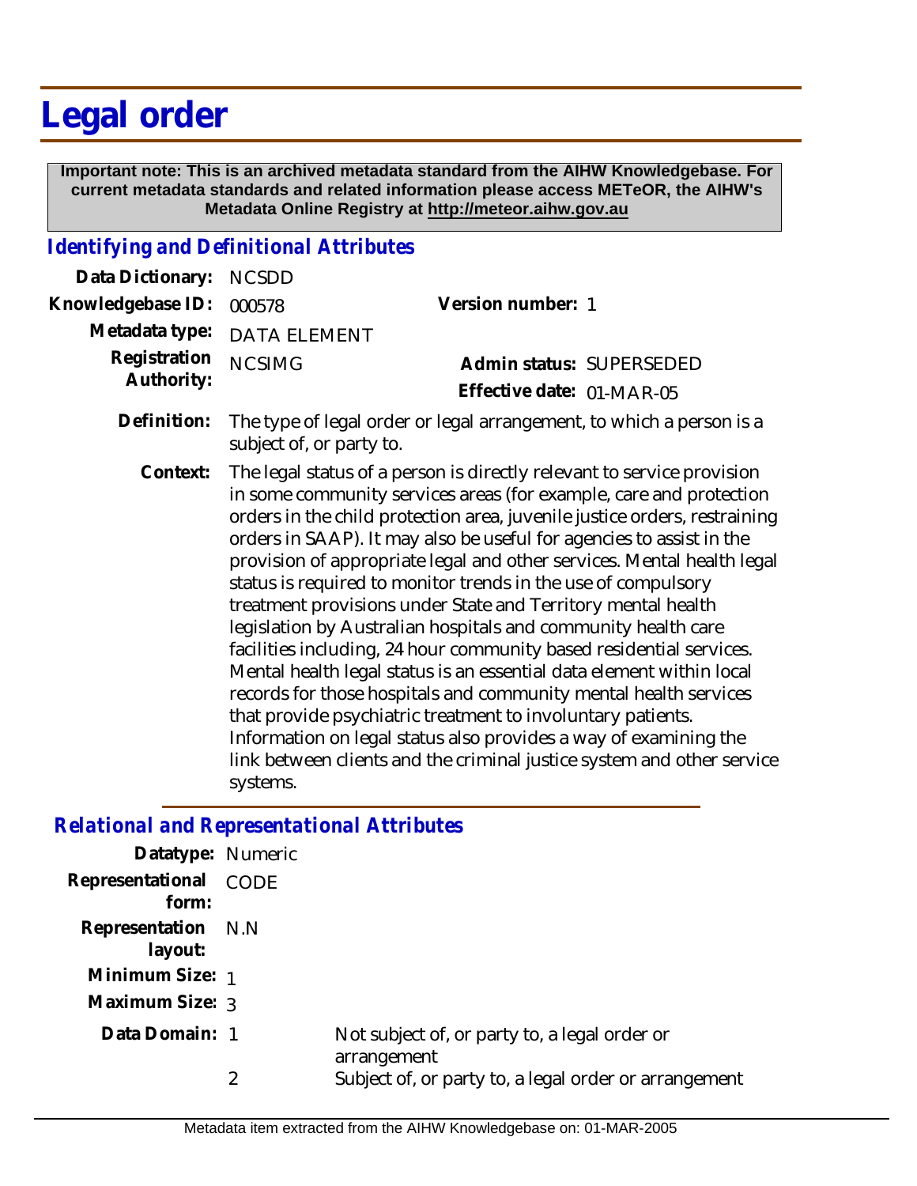# Legal order

**Important note: This is an archived metadata standard from the AIHW Knowledgebase. For current metadata standards and related information please access METeOR, the AIHW's Metadata Online Registry at http://meteor.aihw.gov.au**

## *Identifying and Definitional Attributes*

| | | | |
|---|---|---|---|
| **Data Dictionary:** | NCSDD | | |
| **Knowledgebase ID:** | 000578 | **Version number:** | 1 |
| **Metadata type:** | DATA ELEMENT | | |
| **Registration Authority:** | NCSIMG | **Admin status:** | SUPERSEDED |
| | | **Effective date:** | 01-MAR-05 |

**Definition:** The type of legal order or legal arrangement, to which a person is a subject of, or party to.

**Context:** The legal status of a person is directly relevant to service provision in some community services areas (for example, care and protection orders in the child protection area, juvenile justice orders, restraining orders in SAAP). It may also be useful for agencies to assist in the provision of appropriate legal and other services. Mental health legal status is required to monitor trends in the use of compulsory treatment provisions under State and Territory mental health legislation by Australian hospitals and community health care facilities including, 24 hour community based residential services. Mental health legal status is an essential data element within local records for those hospitals and community mental health services that provide psychiatric treatment to involuntary patients. Information on legal status also provides a way of examining the link between clients and the criminal justice system and other service systems.

## *Relational and Representational Attributes*

**Datatype:** Numeric

**Representational form:** CODE

**Representation layout:** N.N

**Minimum Size:** 1

**Maximum Size:** 3

**Data Domain:**

| Code | Description |
|---|---|
| 1 | Not subject of, or party to, a legal order or arrangement |
| 2 | Subject of, or party to, a legal order or arrangement |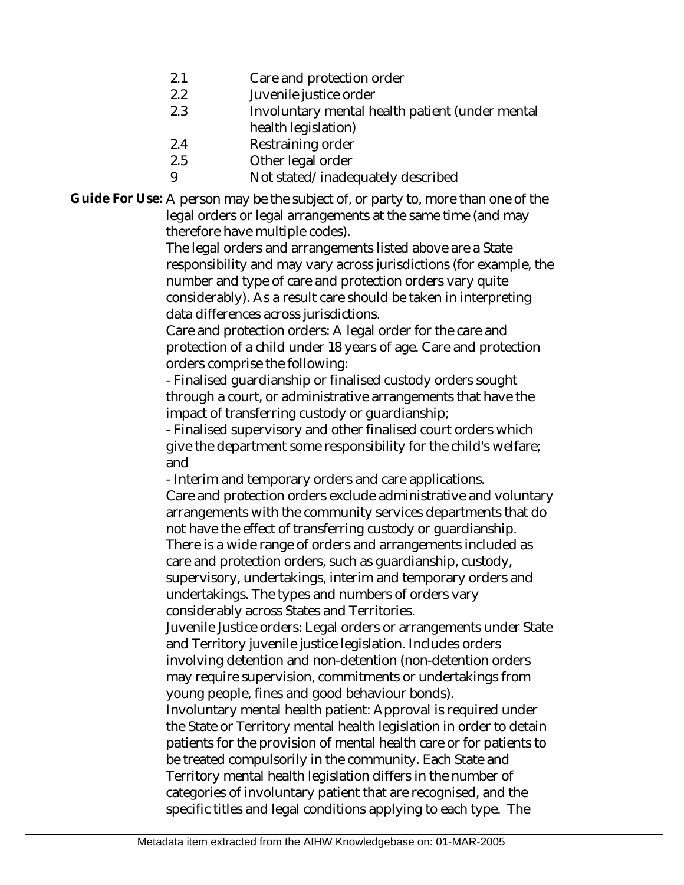| | |
|---|---|
| 2.1 | Care and protection order |
| 2.2 | Juvenile justice order |
| 2.3 | Involuntary mental health patient (under mental health legislation) |
| 2.4 | Restraining order |
| 2.5 | Other legal order |
| 9 | Not stated/inadequately described |

**Guide For Use:** A person may be the subject of, or party to, more than one of the legal orders or legal arrangements at the same time (and may therefore have multiple codes).

The legal orders and arrangements listed above are a State responsibility and may vary across jurisdictions (for example, the number and type of care and protection orders vary quite considerably). As a result care should be taken in interpreting data differences across jurisdictions.

Care and protection orders: A legal order for the care and protection of a child under 18 years of age. Care and protection orders comprise the following:

- Finalised guardianship or finalised custody orders sought through a court, or administrative arrangements that have the impact of transferring custody or guardianship;
- Finalised supervisory and other finalised court orders which give the department some responsibility for the child's welfare; and
- Interim and temporary orders and care applications.

Care and protection orders exclude administrative and voluntary arrangements with the community services departments that do not have the effect of transferring custody or guardianship.

There is a wide range of orders and arrangements included as care and protection orders, such as guardianship, custody, supervisory, undertakings, interim and temporary orders and undertakings. The types and numbers of orders vary considerably across States and Territories.

Juvenile Justice orders: Legal orders or arrangements under State and Territory juvenile justice legislation. Includes orders involving detention and non-detention (non-detention orders may require supervision, commitments or undertakings from young people, fines and good behaviour bonds).

Involuntary mental health patient: Approval is required under the State or Territory mental health legislation in order to detain patients for the provision of mental health care or for patients to be treated compulsorily in the community. Each State and Territory mental health legislation differs in the number of categories of involuntary patient that are recognised, and the specific titles and legal conditions applying to each type. The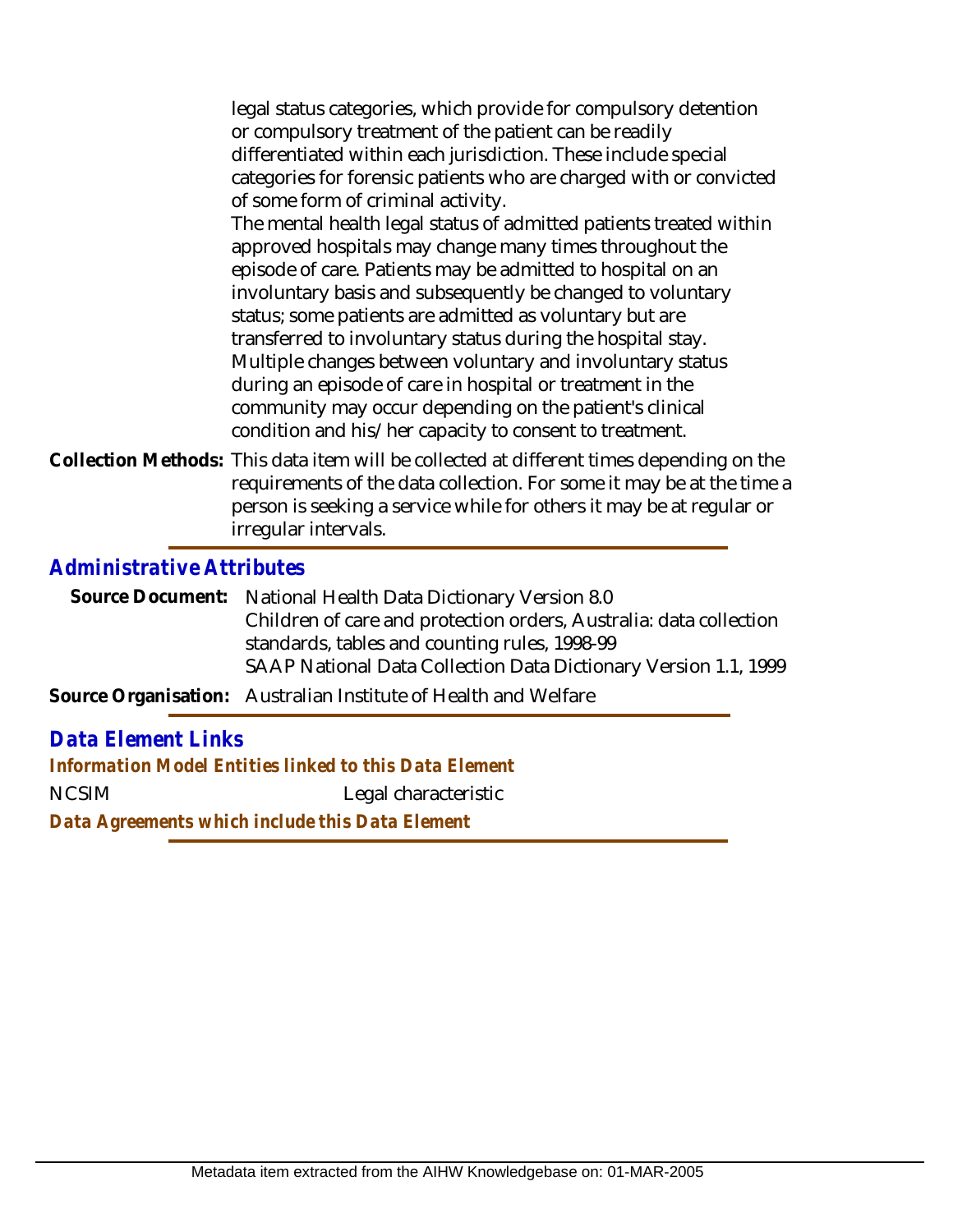legal status categories, which provide for compulsory detention or compulsory treatment of the patient can be readily differentiated within each jurisdiction. These include special categories for forensic patients who are charged with or convicted of some form of criminal activity.

The mental health legal status of admitted patients treated within approved hospitals may change many times throughout the episode of care. Patients may be admitted to hospital on an involuntary basis and subsequently be changed to voluntary status; some patients are admitted as voluntary but are transferred to involuntary status during the hospital stay. Multiple changes between voluntary and involuntary status during an episode of care in hospital or treatment in the community may occur depending on the patient's clinical condition and his/her capacity to consent to treatment.

**Collection Methods:** This data item will be collected at different times depending on the requirements of the data collection. For some it may be at the time a person is seeking a service while for others it may be at regular or irregular intervals.

## Administrative Attributes

**Source Document:** National Health Data Dictionary Version 8.0
Children of care and protection orders, Australia: data collection standards, tables and counting rules, 1998-99
SAAP National Data Collection Data Dictionary Version 1.1, 1999

**Source Organisation:** Australian Institute of Health and Welfare

## Data Element Links

### Information Model Entities linked to this Data Element

NCSIM Legal characteristic

### Data Agreements which include this Data Element

Metadata item extracted from the AIHW Knowledgebase on: 01-MAR-2005